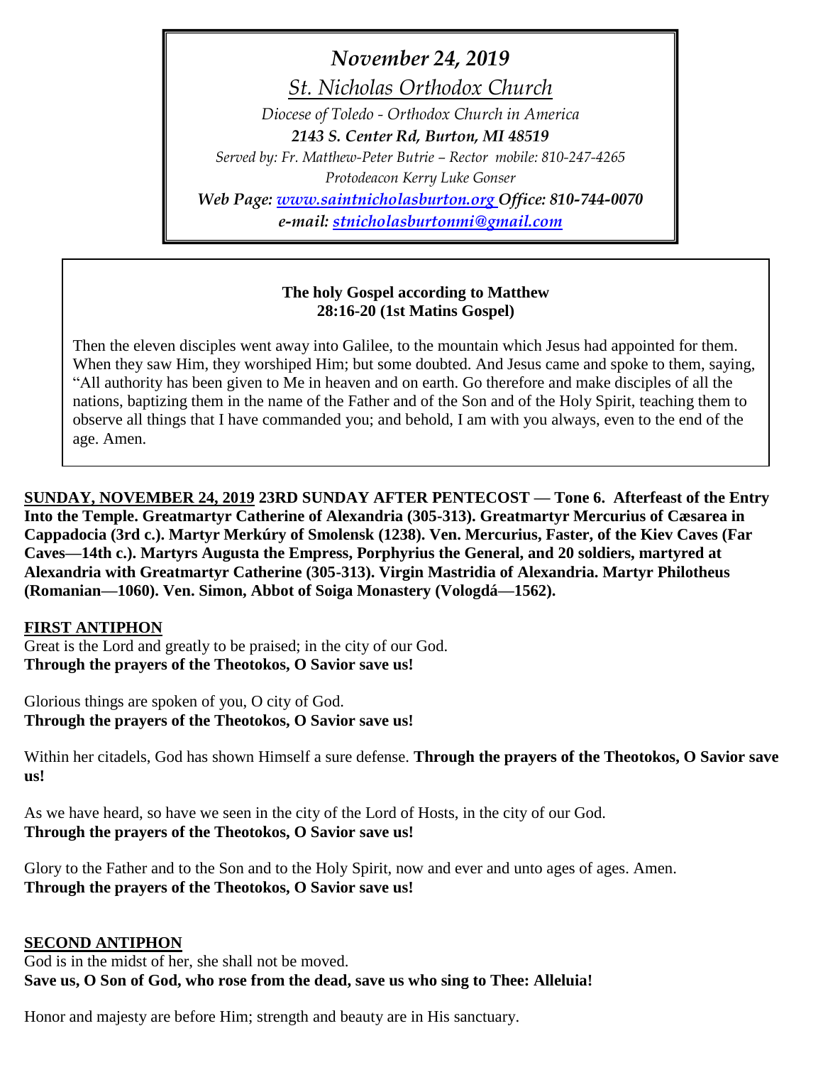*November 24, 2019*

*St. Nicholas Orthodox Church*

*Diocese of Toledo - Orthodox Church in America*

***2143 S. Center Rd, Burton, MI 48519***

*Served by: Fr. Matthew-Peter Butrie – Rector mobile: 810-247-4265*

*Protodeacon Kerry Luke Gonser*

***Web Page: www.saintnicholasburton.org Office: 810-744-0070***

***e-mail: stnicholasburtonmi@gmail.com***

**The holy Gospel according to Matthew 28:16-20 (1st Matins Gospel)**

Then the eleven disciples went away into Galilee, to the mountain which Jesus had appointed for them. When they saw Him, they worshiped Him; but some doubted. And Jesus came and spoke to them, saying, "All authority has been given to Me in heaven and on earth. Go therefore and make disciples of all the nations, baptizing them in the name of the Father and of the Son and of the Holy Spirit, teaching them to observe all things that I have commanded you; and behold, I am with you always, even to the end of the age. Amen.

**SUNDAY, NOVEMBER 24, 2019 23RD SUNDAY AFTER PENTECOST — Tone 6. Afterfeast of the Entry Into the Temple. Greatmartyr Catherine of Alexandria (305-313). Greatmartyr Mercurius of Cæsarea in Cappadocia (3rd c.). Martyr Merkúry of Smolensk (1238). Ven. Mercurius, Faster, of the Kiev Caves (Far Caves—14th c.). Martyrs Augusta the Empress, Porphyrius the General, and 20 soldiers, martyred at Alexandria with Greatmartyr Catherine (305-313). Virgin Mastridia of Alexandria. Martyr Philotheus (Romanian—1060). Ven. Simon, Abbot of Soiga Monastery (Vologdá—1562).**

**FIRST ANTIPHON**

Great is the Lord and greatly to be praised; in the city of our God.
**Through the prayers of the Theotokos, O Savior save us!**

Glorious things are spoken of you, O city of God.
**Through the prayers of the Theotokos, O Savior save us!**

Within her citadels, God has shown Himself a sure defense. **Through the prayers of the Theotokos, O Savior save us!**

As we have heard, so have we seen in the city of the Lord of Hosts, in the city of our God.
**Through the prayers of the Theotokos, O Savior save us!**

Glory to the Father and to the Son and to the Holy Spirit, now and ever and unto ages of ages. Amen.
**Through the prayers of the Theotokos, O Savior save us!**

**SECOND ANTIPHON**

God is in the midst of her, she shall not be moved.
**Save us, O Son of God, who rose from the dead, save us who sing to Thee: Alleluia!**

Honor and majesty are before Him; strength and beauty are in His sanctuary.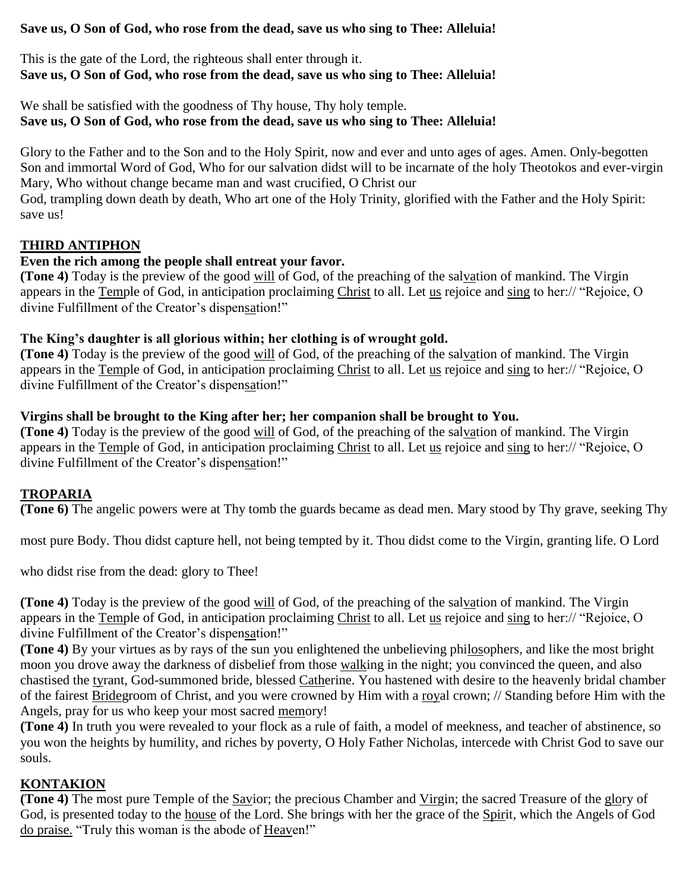**Save us, O Son of God, who rose from the dead, save us who sing to Thee: Alleluia!**

This is the gate of the Lord, the righteous shall enter through it.
**Save us, O Son of God, who rose from the dead, save us who sing to Thee: Alleluia!**

We shall be satisfied with the goodness of Thy house, Thy holy temple.
**Save us, O Son of God, who rose from the dead, save us who sing to Thee: Alleluia!**

Glory to the Father and to the Son and to the Holy Spirit, now and ever and unto ages of ages. Amen. Only-begotten Son and immortal Word of God, Who for our salvation didst will to be incarnate of the holy Theotokos and ever-virgin Mary, Who without change became man and wast crucified, O Christ our God, trampling down death by death, Who art one of the Holy Trinity, glorified with the Father and the Holy Spirit: save us!

## THIRD ANTIPHON

**Even the rich among the people shall entreat your favor.**
**(Tone 4)** Today is the preview of the good will of God, of the preaching of the salvation of mankind. The Virgin appears in the Temple of God, in anticipation proclaiming Christ to all. Let us rejoice and sing to her:// "Rejoice, O divine Fulfillment of the Creator's dispensation!"

**The King's daughter is all glorious within; her clothing is of wrought gold.**
**(Tone 4)** Today is the preview of the good will of God, of the preaching of the salvation of mankind. The Virgin appears in the Temple of God, in anticipation proclaiming Christ to all. Let us rejoice and sing to her:// "Rejoice, O divine Fulfillment of the Creator's dispensation!"

**Virgins shall be brought to the King after her; her companion shall be brought to You.**
**(Tone 4)** Today is the preview of the good will of God, of the preaching of the salvation of mankind. The Virgin appears in the Temple of God, in anticipation proclaiming Christ to all. Let us rejoice and sing to her:// "Rejoice, O divine Fulfillment of the Creator's dispensation!"

## TROPARIA

**(Tone 6)** The angelic powers were at Thy tomb the guards became as dead men. Mary stood by Thy grave, seeking Thy most pure Body. Thou didst capture hell, not being tempted by it. Thou didst come to the Virgin, granting life. O Lord who didst rise from the dead: glory to Thee!

**(Tone 4)** Today is the preview of the good will of God, of the preaching of the salvation of mankind. The Virgin appears in the Temple of God, in anticipation proclaiming Christ to all. Let us rejoice and sing to her:// "Rejoice, O divine Fulfillment of the Creator's dispensation!"

**(Tone 4)** By your virtues as by rays of the sun you enlightened the unbelieving philosophers, and like the most bright moon you drove away the darkness of disbelief from those walking in the night; you convinced the queen, and also chastised the tyrant, God-summoned bride, blessed Catherine. You hastened with desire to the heavenly bridal chamber of the fairest Bridegroom of Christ, and you were crowned by Him with a royal crown; // Standing before Him with the Angels, pray for us who keep your most sacred memory!

**(Tone 4)** In truth you were revealed to your flock as a rule of faith, a model of meekness, and teacher of abstinence, so you won the heights by humility, and riches by poverty, O Holy Father Nicholas, intercede with Christ God to save our souls.

## KONTAKION

**(Tone 4)** The most pure Temple of the Savior; the precious Chamber and Virgin; the sacred Treasure of the glory of God, is presented today to the house of the Lord. She brings with her the grace of the Spirit, which the Angels of God do praise. "Truly this woman is the abode of Heaven!"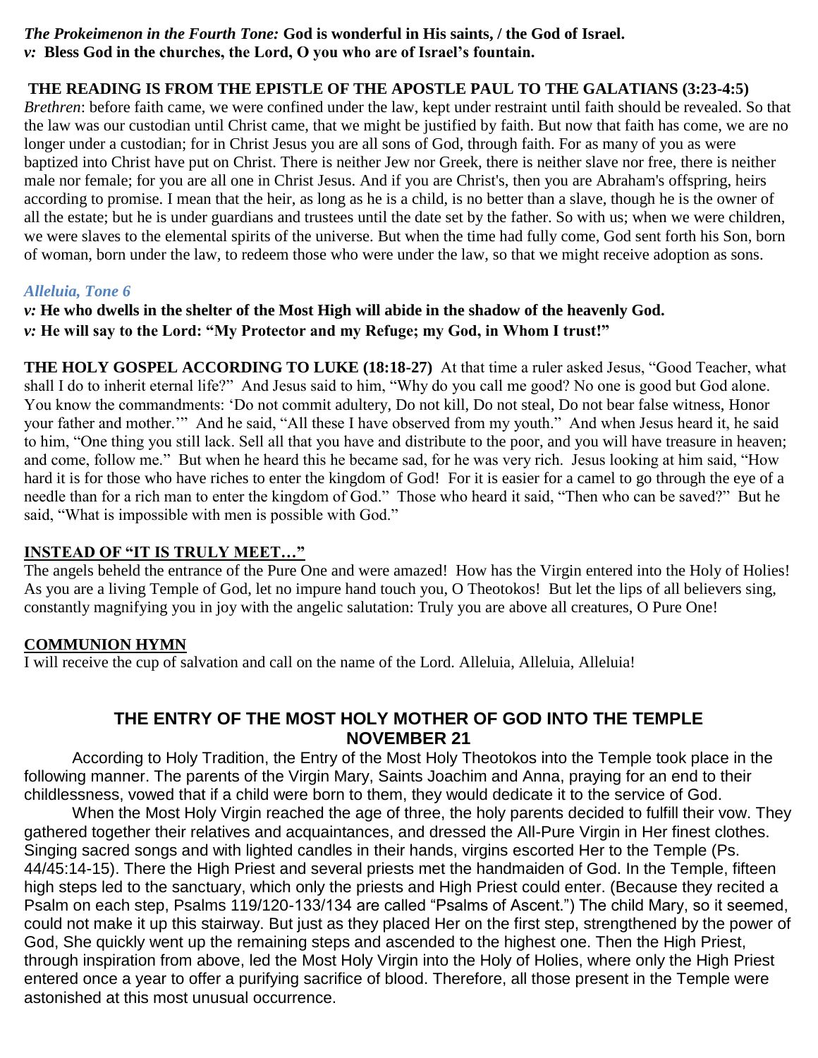***The Prokeimenon in the Fourth Tone:*** **God is wonderful in His saints, / the God of Israel.**
***v:*** **Bless God in the churches, the Lord, O you who are of Israel's fountain.**

**THE READING IS FROM THE EPISTLE OF THE APOSTLE PAUL TO THE GALATIANS (3:23-4:5)**
*Brethren*: before faith came, we were confined under the law, kept under restraint until faith should be revealed. So that the law was our custodian until Christ came, that we might be justified by faith. But now that faith has come, we are no longer under a custodian; for in Christ Jesus you are all sons of God, through faith. For as many of you as were baptized into Christ have put on Christ. There is neither Jew nor Greek, there is neither slave nor free, there is neither male nor female; for you are all one in Christ Jesus. And if you are Christ's, then you are Abraham's offspring, heirs according to promise. I mean that the heir, as long as he is a child, is no better than a slave, though he is the owner of all the estate; but he is under guardians and trustees until the date set by the father. So with us; when we were children, we were slaves to the elemental spirits of the universe. But when the time had fully come, God sent forth his Son, born of woman, born under the law, to redeem those who were under the law, so that we might receive adoption as sons.

***Alleluia, Tone 6***
***v:*** **He who dwells in the shelter of the Most High will abide in the shadow of the heavenly God.**
***v:*** **He will say to the Lord: "My Protector and my Refuge; my God, in Whom I trust!"**

**THE HOLY GOSPEL ACCORDING TO LUKE (18:18-27)** At that time a ruler asked Jesus, "Good Teacher, what shall I do to inherit eternal life?" And Jesus said to him, "Why do you call me good? No one is good but God alone. You know the commandments: 'Do not commit adultery, Do not kill, Do not steal, Do not bear false witness, Honor your father and mother.'" And he said, "All these I have observed from my youth." And when Jesus heard it, he said to him, "One thing you still lack. Sell all that you have and distribute to the poor, and you will have treasure in heaven; and come, follow me." But when he heard this he became sad, for he was very rich. Jesus looking at him said, "How hard it is for those who have riches to enter the kingdom of God! For it is easier for a camel to go through the eye of a needle than for a rich man to enter the kingdom of God." Those who heard it said, "Then who can be saved?" But he said, "What is impossible with men is possible with God."

**INSTEAD OF "IT IS TRULY MEET…"**
The angels beheld the entrance of the Pure One and were amazed! How has the Virgin entered into the Holy of Holies! As you are a living Temple of God, let no impure hand touch you, O Theotokos! But let the lips of all believers sing, constantly magnifying you in joy with the angelic salutation: Truly you are above all creatures, O Pure One!

**COMMUNION HYMN**
I will receive the cup of salvation and call on the name of the Lord. Alleluia, Alleluia, Alleluia!

## THE ENTRY OF THE MOST HOLY MOTHER OF GOD INTO THE TEMPLE NOVEMBER 21

According to Holy Tradition, the Entry of the Most Holy Theotokos into the Temple took place in the following manner. The parents of the Virgin Mary, Saints Joachim and Anna, praying for an end to their childlessness, vowed that if a child were born to them, they would dedicate it to the service of God.

When the Most Holy Virgin reached the age of three, the holy parents decided to fulfill their vow. They gathered together their relatives and acquaintances, and dressed the All-Pure Virgin in Her finest clothes. Singing sacred songs and with lighted candles in their hands, virgins escorted Her to the Temple (Ps. 44/45:14-15). There the High Priest and several priests met the handmaiden of God. In the Temple, fifteen high steps led to the sanctuary, which only the priests and High Priest could enter. (Because they recited a Psalm on each step, Psalms 119/120-133/134 are called "Psalms of Ascent.") The child Mary, so it seemed, could not make it up this stairway. But just as they placed Her on the first step, strengthened by the power of God, She quickly went up the remaining steps and ascended to the highest one. Then the High Priest, through inspiration from above, led the Most Holy Virgin into the Holy of Holies, where only the High Priest entered once a year to offer a purifying sacrifice of blood. Therefore, all those present in the Temple were astonished at this most unusual occurrence.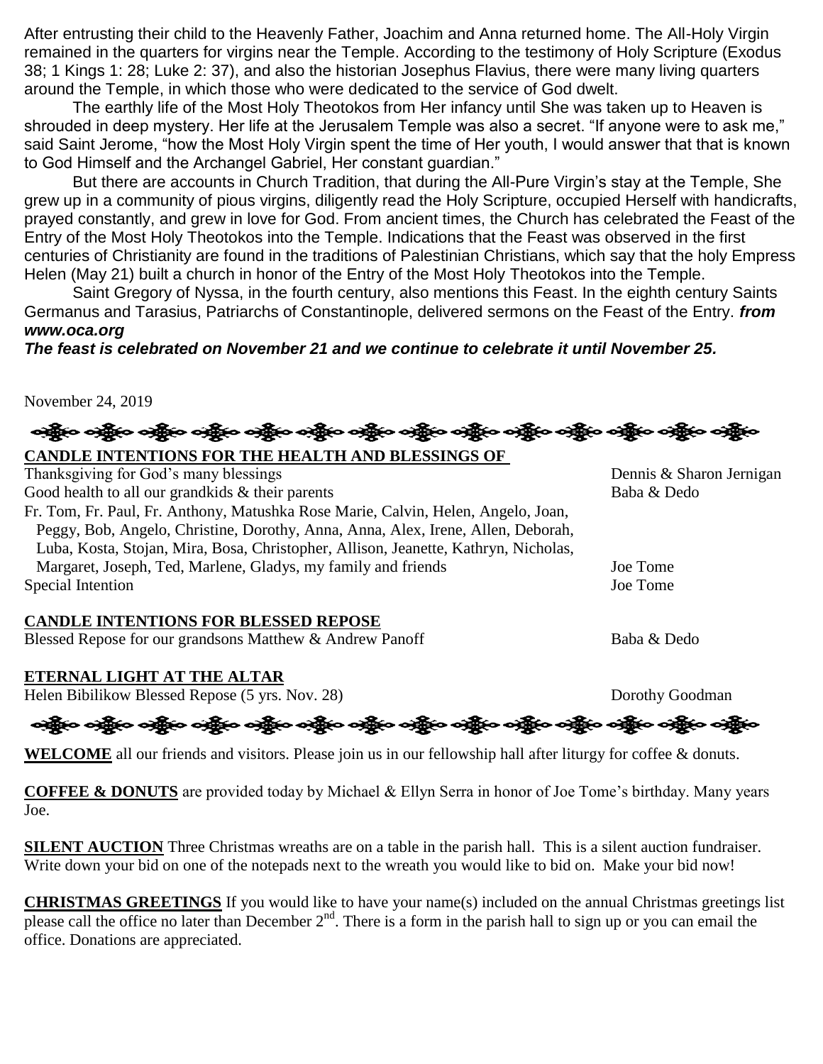After entrusting their child to the Heavenly Father, Joachim and Anna returned home. The All-Holy Virgin remained in the quarters for virgins near the Temple. According to the testimony of Holy Scripture (Exodus 38; 1 Kings 1: 28; Luke 2: 37), and also the historian Josephus Flavius, there were many living quarters around the Temple, in which those who were dedicated to the service of God dwelt.

The earthly life of the Most Holy Theotokos from Her infancy until She was taken up to Heaven is shrouded in deep mystery. Her life at the Jerusalem Temple was also a secret. "If anyone were to ask me," said Saint Jerome, "how the Most Holy Virgin spent the time of Her youth, I would answer that that is known to God Himself and the Archangel Gabriel, Her constant guardian."

But there are accounts in Church Tradition, that during the All-Pure Virgin's stay at the Temple, She grew up in a community of pious virgins, diligently read the Holy Scripture, occupied Herself with handicrafts, prayed constantly, and grew in love for God. From ancient times, the Church has celebrated the Feast of the Entry of the Most Holy Theotokos into the Temple. Indications that the Feast was observed in the first centuries of Christianity are found in the traditions of Palestinian Christians, which say that the holy Empress Helen (May 21) built a church in honor of the Entry of the Most Holy Theotokos into the Temple.

Saint Gregory of Nyssa, in the fourth century, also mentions this Feast. In the eighth century Saints Germanus and Tarasius, Patriarchs of Constantinople, delivered sermons on the Feast of the Entry. ***from www.oca.org***

***The feast is celebrated on November 21 and we continue to celebrate it until November 25.***

November 24, 2019

**CANDLE INTENTIONS FOR THE HEALTH AND BLESSINGS OF**

| | |
|---|---|
| Thanksgiving for God's many blessings | Dennis & Sharon Jernigan |
| Good health to all our grandkids & their parents | Baba & Dedo |
| Fr. Tom, Fr. Paul, Fr. Anthony, Matushka Rose Marie, Calvin, Helen, Angelo, Joan, Peggy, Bob, Angelo, Christine, Dorothy, Anna, Anna, Alex, Irene, Allen, Deborah, Luba, Kosta, Stojan, Mira, Bosa, Christopher, Allison, Jeanette, Kathryn, Nicholas, Margaret, Joseph, Ted, Marlene, Gladys, my family and friends | Joe Tome |
| Special Intention | Joe Tome |

**CANDLE INTENTIONS FOR BLESSED REPOSE**

| | |
|---|---|
| Blessed Repose for our grandsons Matthew & Andrew Panoff | Baba & Dedo |

**ETERNAL LIGHT AT THE ALTAR**

| | |
|---|---|
| Helen Bibilikow Blessed Repose (5 yrs. Nov. 28) | Dorothy Goodman |

**WELCOME** all our friends and visitors. Please join us in our fellowship hall after liturgy for coffee & donuts.

**COFFEE & DONUTS** are provided today by Michael & Ellyn Serra in honor of Joe Tome's birthday. Many years Joe.

**SILENT AUCTION** Three Christmas wreaths are on a table in the parish hall. This is a silent auction fundraiser. Write down your bid on one of the notepads next to the wreath you would like to bid on. Make your bid now!

**CHRISTMAS GREETINGS** If you would like to have your name(s) included on the annual Christmas greetings list please call the office no later than December 2nd. There is a form in the parish hall to sign up or you can email the office. Donations are appreciated.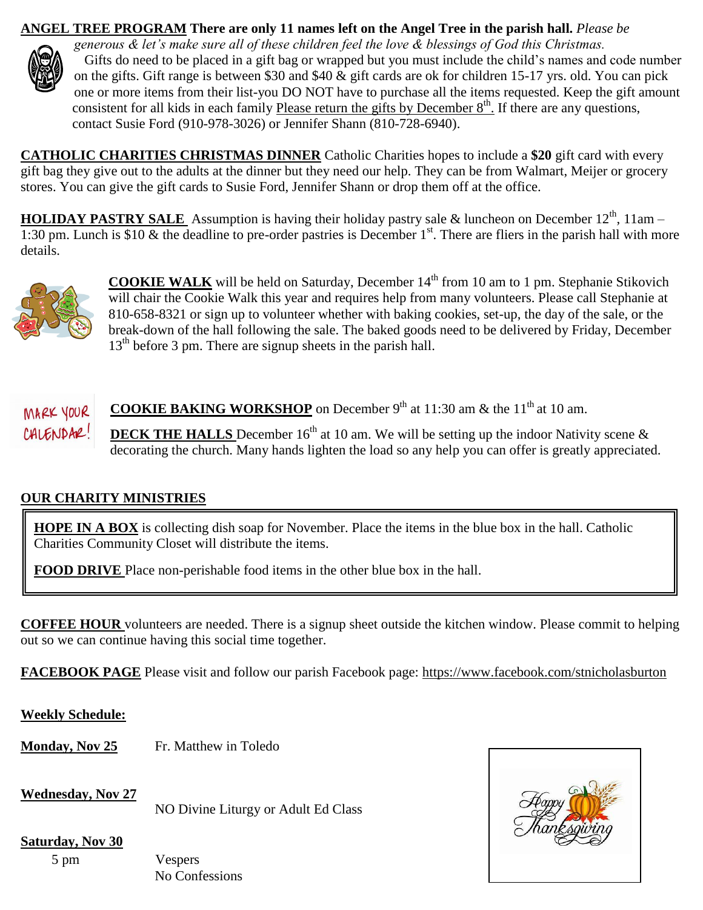**ANGEL TREE PROGRAM** **There are only 11 names left on the Angel Tree in the parish hall.** *Please be generous & let's make sure all of these children feel the love & blessings of God this Christmas.*

Gifts do need to be placed in a gift bag or wrapped but you must include the child's names and code number on the gifts. Gift range is between $30 and $40 & gift cards are ok for children 15-17 yrs. old. You can pick one or more items from their list-you DO NOT have to purchase all the items requested. Keep the gift amount consistent for all kids in each family Please return the gifts by December 8th. If there are any questions, contact Susie Ford (910-978-3026) or Jennifer Shann (810-728-6940).

**CATHOLIC CHARITIES CHRISTMAS DINNER** Catholic Charities hopes to include a **$20** gift card with every gift bag they give out to the adults at the dinner but they need our help. They can be from Walmart, Meijer or grocery stores. You can give the gift cards to Susie Ford, Jennifer Shann or drop them off at the office.

**HOLIDAY PASTRY SALE** Assumption is having their holiday pastry sale & luncheon on December 12th, 11am – 1:30 pm. Lunch is $10 & the deadline to pre-order pastries is December 1st. There are fliers in the parish hall with more details.

**COOKIE WALK** will be held on Saturday, December 14th from 10 am to 1 pm. Stephanie Stikovich will chair the Cookie Walk this year and requires help from many volunteers. Please call Stephanie at 810-658-8321 or sign up to volunteer whether with baking cookies, set-up, the day of the sale, or the break-down of the hall following the sale. The baked goods need to be delivered by Friday, December 13th before 3 pm. There are signup sheets in the parish hall.

MARK YOUR CALENDAR!

**COOKIE BAKING WORKSHOP** on December 9th at 11:30 am & the 11th at 10 am.

**DECK THE HALLS** December 16th at 10 am. We will be setting up the indoor Nativity scene & decorating the church. Many hands lighten the load so any help you can offer is greatly appreciated.

**OUR CHARITY MINISTRIES**

**HOPE IN A BOX** is collecting dish soap for November. Place the items in the blue box in the hall. Catholic Charities Community Closet will distribute the items.

**FOOD DRIVE** Place non-perishable food items in the other blue box in the hall.

**COFFEE HOUR** volunteers are needed. There is a signup sheet outside the kitchen window. Please commit to helping out so we can continue having this social time together.

**FACEBOOK PAGE** Please visit and follow our parish Facebook page: https://www.facebook.com/stnicholasburton

**Weekly Schedule:**

**Monday, Nov 25** — Fr. Matthew in Toledo

**Wednesday, Nov 27** — NO Divine Liturgy or Adult Ed Class

**Saturday, Nov 30**
5 pm — Vespers
No Confessions

Happy Thanksgiving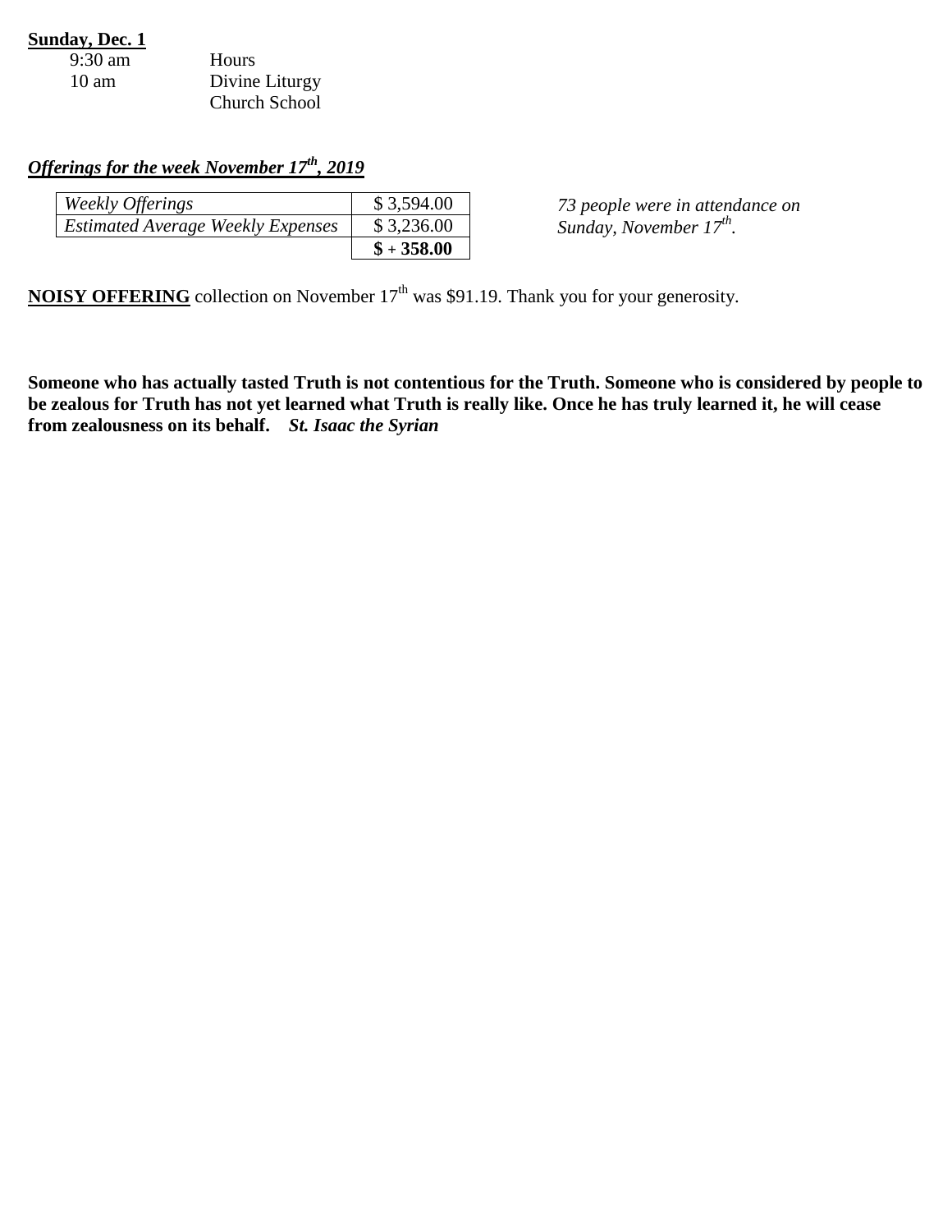**Sunday, Dec. 1**

| | |
|---|---|
| 9:30 am | Hours |
| 10 am | Divine Liturgy |
| | Church School |

***Offerings for the week November 17th, 2019***

| | |
|---|---|
| *Weekly Offerings* | $ 3,594.00 |
| *Estimated Average Weekly Expenses* | $ 3,236.00 |
| | **$ + 358.00** |

*73 people were in attendance on Sunday, November 17th.*

**NOISY OFFERING** collection on November 17th was $91.19. Thank you for your generosity.

**Someone who has actually tasted Truth is not contentious for the Truth. Someone who is considered by people to be zealous for Truth has not yet learned what Truth is really like. Once he has truly learned it, he will cease from zealousness on its behalf.** ***St. Isaac the Syrian***